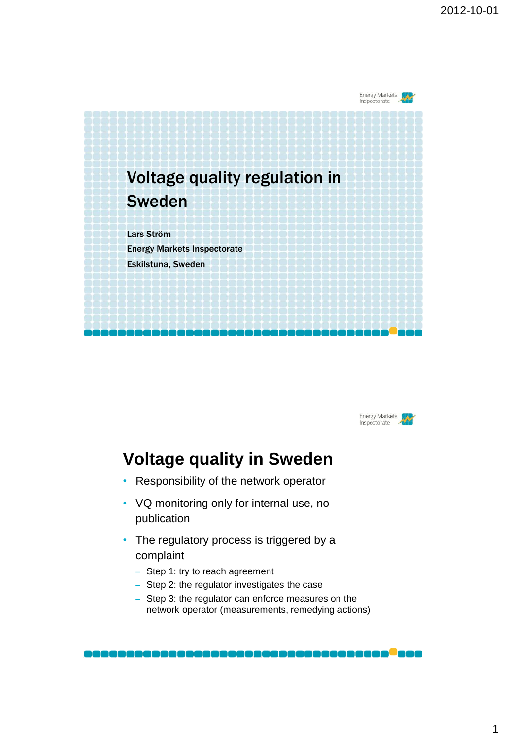# Voltage quality regulation in Sweden

**Lars Ström**
**Energy Markets Inspectorate**
**Eskilstuna, Sweden**

## Voltage quality in Sweden

- Responsibility of the network operator
- VQ monitoring only for internal use, no publication
- The regulatory process is triggered by a complaint
  - Step 1: try to reach agreement
  - Step 2: the regulator investigates the case
  - Step 3: the regulator can enforce measures on the network operator (measurements, remedying actions)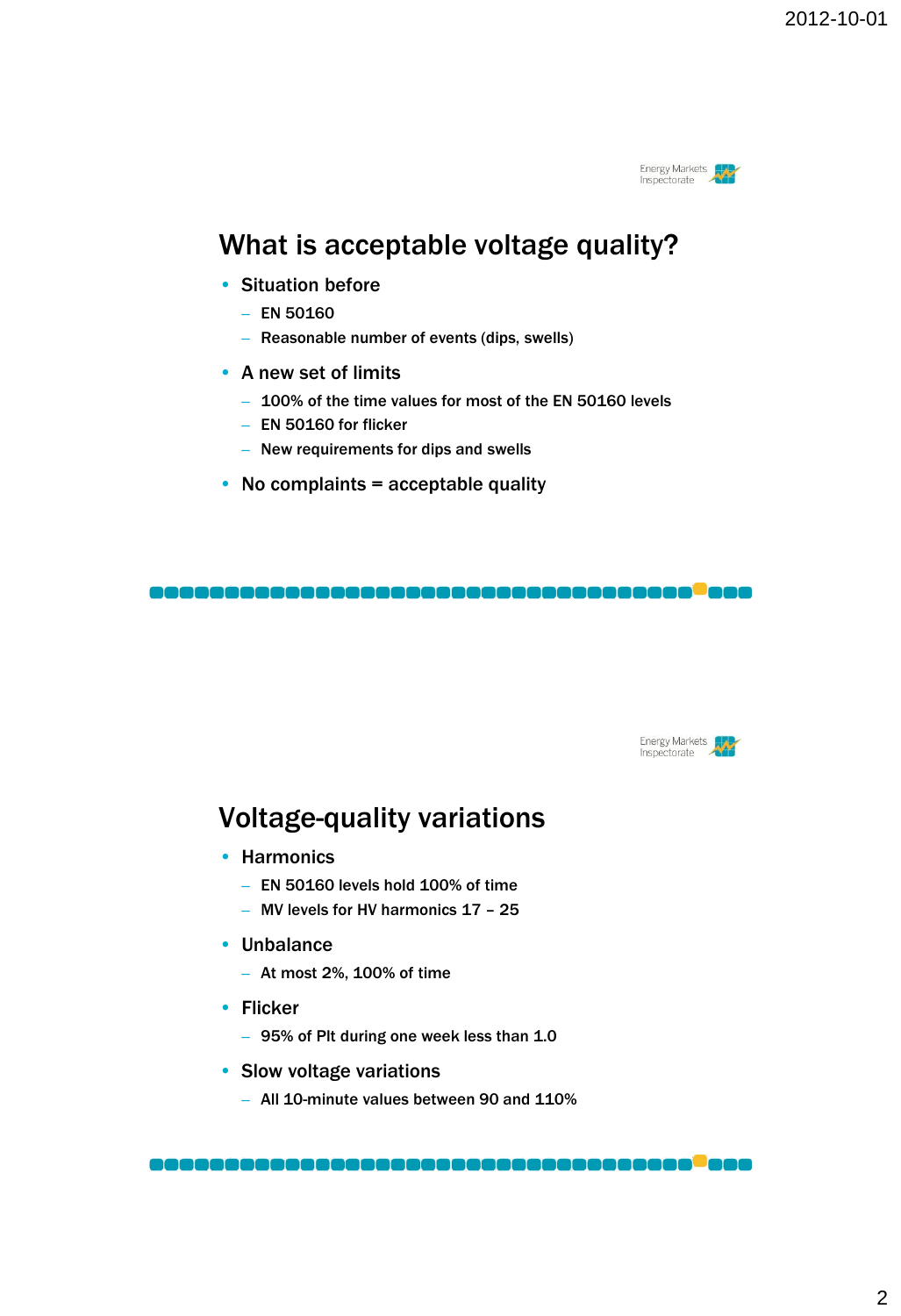# What is acceptable voltage quality?

- Situation before
  - EN 50160
  - Reasonable number of events (dips, swells)
- A new set of limits
  - 100% of the time values for most of the EN 50160 levels
  - EN 50160 for flicker
  - New requirements for dips and swells
- No complaints = acceptable quality

# Voltage-quality variations

- Harmonics
  - EN 50160 levels hold 100% of time
  - MV levels for HV harmonics 17 – 25
- Unbalance
  - At most 2%, 100% of time
- Flicker
  - 95% of Plt during one week less than 1.0
- Slow voltage variations
  - All 10-minute values between 90 and 110%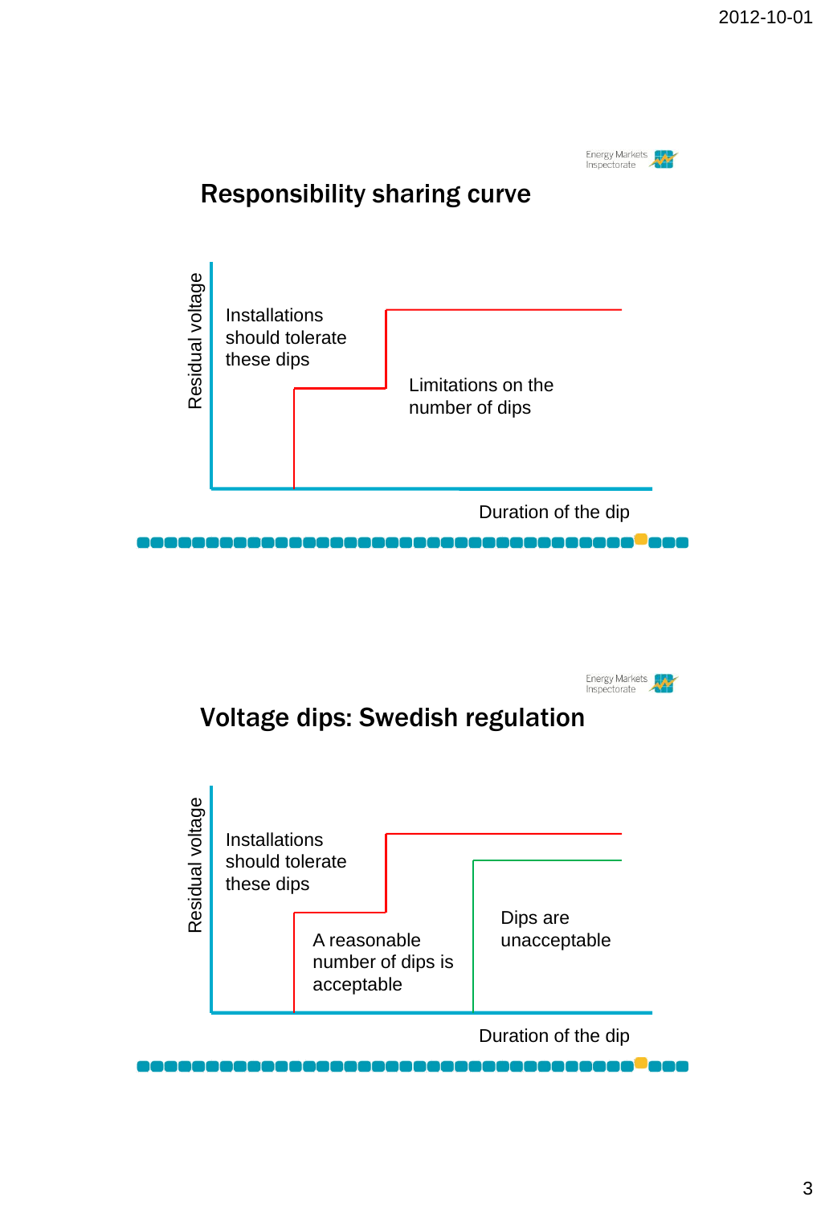## Responsibility sharing curve

Residual voltage

Installations should tolerate these dips

Limitations on the number of dips

Duration of the dip

## Voltage dips: Swedish regulation

Residual voltage

Installations should tolerate these dips

A reasonable number of dips is acceptable

Dips are unacceptable

Duration of the dip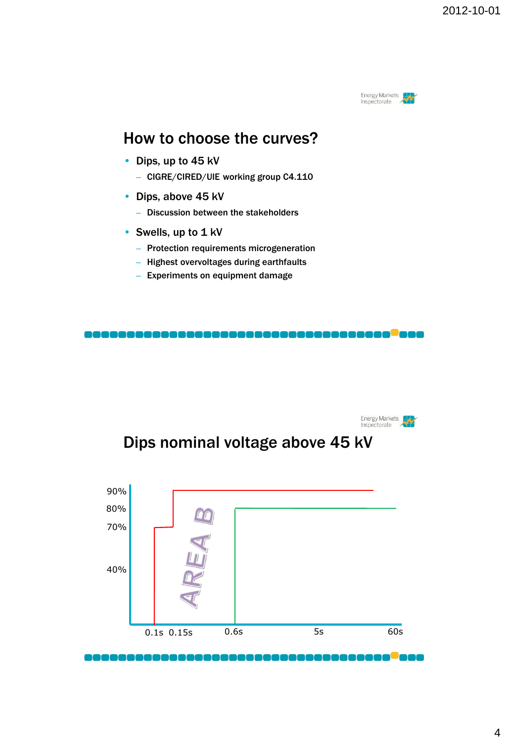## How to choose the curves?

- Dips, up to 45 kV
  - CIGRE/CIRED/UIE working group C4.110
- Dips, above 45 kV
  - Discussion between the stakeholders
- Swells, up to 1 kV
  - Protection requirements microgeneration
  - Highest overvoltages during earthfaults
  - Experiments on equipment damage

## Dips nominal voltage above 45 kV

90%
80%
70%
40%

AREA B

0.1s 0.15s 0.6s 5s 60s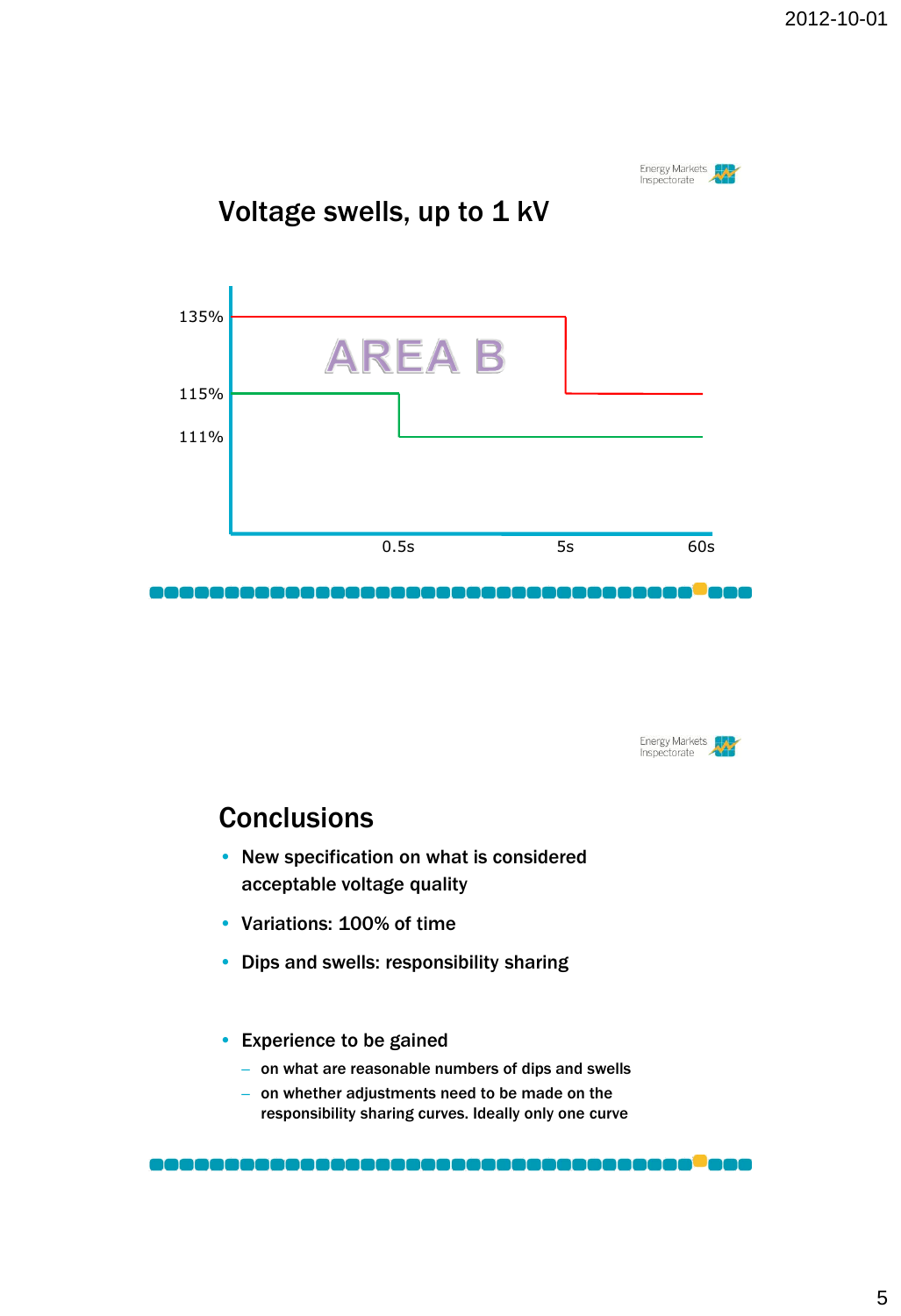## Voltage swells, up to 1 kV

135%

115%

111%

AREA B

0.5s

5s

60s

## Conclusions

- New specification on what is considered acceptable voltage quality
- Variations: 100% of time
- Dips and swells: responsibility sharing

- Experience to be gained
  - on what are reasonable numbers of dips and swells
  - on whether adjustments need to be made on the responsibility sharing curves. Ideally only one curve